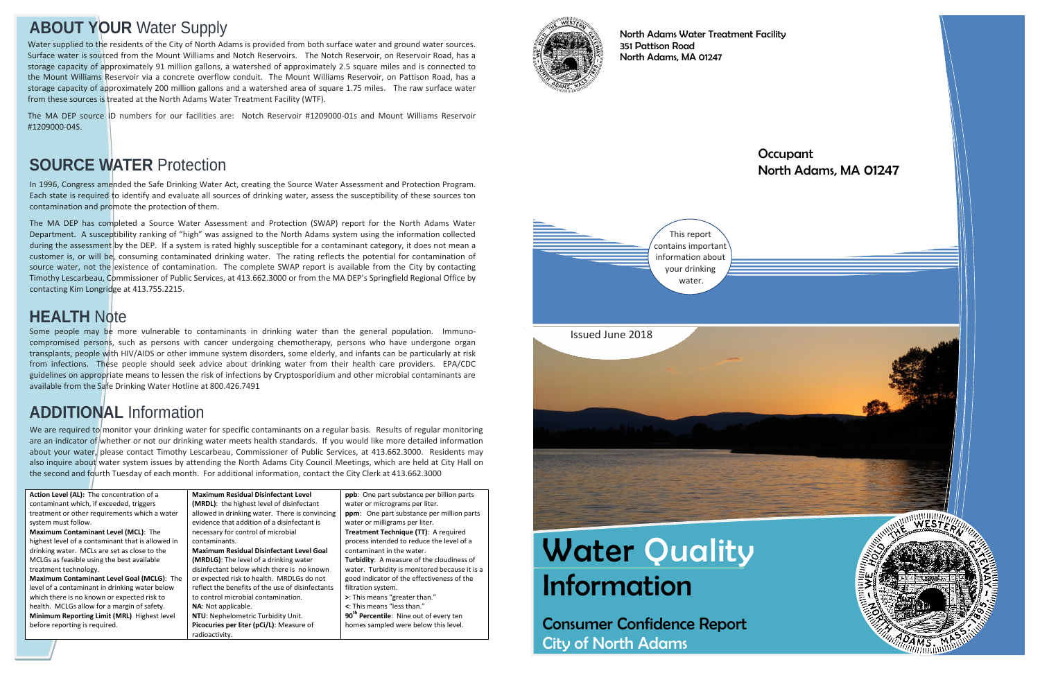## ABOUT YOUR Water Supply

Water supplied to the residents of the City of North Adams is provided from both surface water and ground water sources. Surface water is sourced from the Mount Williams and Notch Reservoirs. The Notch Reservoir, on Reservoir Road, has a storage capacity of approximately 91 million gallons, a watershed of approximately 2.5 square miles and is connected to the Mount Williams Reservoir via a concrete overflow conduit. The Mount Williams Reservoir, on Pattison Road, has a storage capacity of approximately 200 million gallons and a watershed area of square 1.75 miles. The raw surface water from these sources is treated at the North Adams Water Treatment Facility (WTF).

The MA DEP source ID numbers for our facilities are: Notch Reservoir #1209000-01s and Mount Williams Reservoir #1209000-04S.

## SOURCE WATER Protection

In 1996, Congress amended the Safe Drinking Water Act, creating the Source Water Assessment and Protection Program. Each state is required to identify and evaluate all sources of drinking water, assess the susceptibility of these sources ton contamination and promote the protection of them.

The MA DEP has completed a Source Water Assessment and Protection (SWAP) report for the North Adams Water Department. A susceptibility ranking of "high" was assigned to the North Adams system using the information collected during the assessment by the DEP. If a system is rated highly susceptible for a contaminant category, it does not mean a customer is, or will be, consuming contaminated drinking water. The rating reflects the potential for contamination of source water, not the existence of contamination. The complete SWAP report is available from the City by contacting Timothy Lescarbeau, Commissioner of Public Services, at 413.662.3000 or from the MA DEP's Springfield Regional Office by contacting Kim Longridge at 413.755.2215.

## HEALTH Note

Some people may be more vulnerable to contaminants in drinking water than the general population. Immuno-compromised persons, such as persons with cancer undergoing chemotherapy, persons who have undergone organ transplants, people with HIV/AIDS or other immune system disorders, some elderly, and infants can be particularly at risk from infections. These people should seek advice about drinking water from their health care providers. EPA/CDC guidelines on appropriate means to lessen the risk of infections by Cryptosporidium and other microbial contaminants are available from the Safe Drinking Water Hotline at 800.426.7491

## ADDITIONAL Information

We are required to monitor your drinking water for specific contaminants on a regular basis. Results of regular monitoring are an indicator of whether or not our drinking water meets health standards. If you would like more detailed information about your water, please contact Timothy Lescarbeau, Commissioner of Public Services, at 413.662.3000. Residents may also inquire about water system issues by attending the North Adams City Council Meetings, which are held at City Hall on the second and fourth Tuesday of each month. For additional information, contact the City Clerk at 413.662.3000

**Action Level (AL):** The concentration of a contaminant which, if exceeded, triggers treatment or other requirements which a water system must follow.
**Maximum Contaminant Level (MCL):** The highest level of a contaminant that is allowed in drinking water. MCLs are set as close to the MCLGs as feasible using the best available treatment technology.
**Maximum Contaminant Level Goal (MCLG):** The level of a contaminant in drinking water below which there is no known or expected risk to health. MCLGs allow for a margin of safety.
**Minimum Reporting Limit (MRL)** Highest level before reporting is required.

**Maximum Residual Disinfectant Level (MRDL):** the highest level of disinfectant allowed in drinking water. There is convincing evidence that addition of a disinfectant is necessary for control of microbial contaminants.
**Maximum Residual Disinfectant Level Goal (MRDLG):** The level of a drinking water disinfectant below which there is no known or expected risk to health. MRDLGs do not reflect the benefits of the use of disinfectants to control microbial contamination.
**NA:** Not applicable.
**NTU:** Nephelometric Turbidity Unit.
**Picocuries per liter (pCi/L):** Measure of radioactivity.

**ppb:** One part substance per billion parts water or micrograms per liter.
**ppm:** One part substance per million parts water or milligrams per liter.
**Treatment Technique (TT):** A required process intended to reduce the level of a contaminant in the water.
**Turbidity:** A measure of the cloudiness of water. Turbidity is monitored because it is a good indicator of the effectiveness of the filtration system.
**>:** This means "greater than."
**<:** This means "less than."
**90th Percentile:** Nine out of every ten homes sampled were below this level.

North Adams Water Treatment Facility
351 Pattison Road
North Adams, MA 01247

Occupant
North Adams, MA 01247

This report contains important information about your drinking water.

Issued June 2018

# Water Quality Information

## Consumer Confidence Report
City of North Adams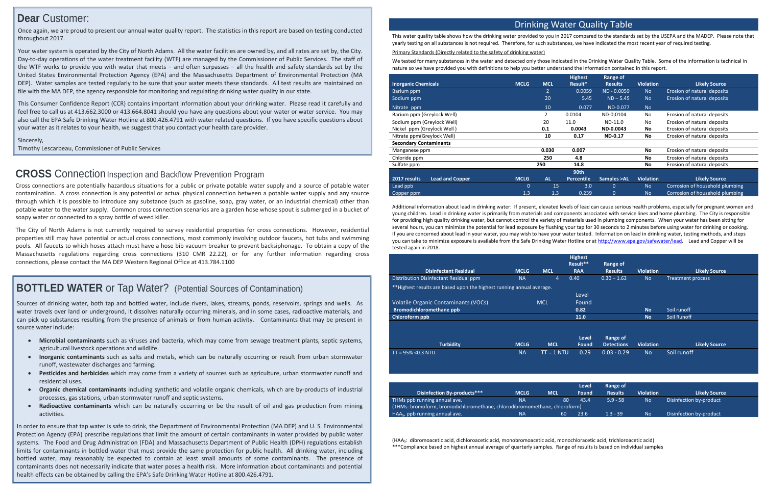## **Dear** Customer:

Once again, we are proud to present our annual water quality report. The statistics in this report are based on testing conducted throughout 2017.

Your water system is operated by the City of North Adams. All the water facilities are owned by, and all rates are set by, the City. Day-to-day operations of the water treatment facility (WTF) are managed by the Commissioner of Public Services. The staff of the WTF works to provide you with water that meets – and often surpasses – all the health and safety standards set by the United States Environmental Protection Agency (EPA) and the Massachusetts Department of Environmental Protection (MA DEP). Water samples are tested regularly to be sure that your water meets these standards. All test results are maintained on file with the MA DEP, the agency responsible for monitoring and regulating drinking water quality in our state.

This Consumer Confidence Report (CCR) contains important information about your drinking water. Please read it carefully and feel free to call us at 413.662.3000 or 413.664.8041 should you have any questions about your water or water service. You may also call the EPA Safe Drinking Water Hotline at 800.426.4791 with water related questions. If you have specific questions about your water as it relates to your health, we suggest that you contact your health care provider.

Sincerely,
Timothy Lescarbeau, Commissioner of Public Services

## **CROSS** Connection Inspection and Backflow Prevention Program

Cross connections are potentially hazardous situations for a public or private potable water supply and a source of potable water contamination. A cross connection is any potential or actual physical connection between a potable water supply and any source through which it is possible to introduce any substance (such as gasoline, soap, gray water, or an industrial chemical) other than potable water to the water supply. Common cross connection scenarios are a garden hose whose spout is submerged in a bucket of soapy water or connected to a spray bottle of weed killer.

The City of North Adams is not currently required to survey residential properties for cross connections. However, residential properties still may have potential or actual cross connections, most commonly involving outdoor faucets, hot tubs and swimming pools. All faucets to which hoses attach must have a hose bib vacuum breaker to prevent backsiphonage. To obtain a copy of the Massachusetts regulations regarding cross connections (310 CMR 22.22), or for any further information regarding cross connections, please contact the MA DEP Western Regional Office at 413.784.1100

## **BOTTLED WATER** or Tap Water? (Potential Sources of Contamination)

Sources of drinking water, both tap and bottled water, include rivers, lakes, streams, ponds, reservoirs, springs and wells. As water travels over land or underground, it dissolves naturally occurring minerals, and in some cases, radioactive materials, and can pick up substances resulting from the presence of animals or from human activity. Contaminants that may be present in source water include:

- **Microbial contaminants** such as viruses and bacteria, which may come from sewage treatment plants, septic systems, agricultural livestock operations and wildlife.
- **Inorganic contaminants** such as salts and metals, which can be naturally occurring or result from urban stormwater runoff, wastewater discharges and farming.
- **Pesticides and herbicides** which may come from a variety of sources such as agriculture, urban stormwater runoff and residential uses.
- **Organic chemical contaminants** including synthetic and volatile organic chemicals, which are by-products of industrial processes, gas stations, urban stormwater runoff and septic systems.
- **Radioactive contaminants** which can be naturally occurring or be the result of oil and gas production from mining activities.

In order to ensure that tap water is safe to drink, the Department of Environmental Protection (MA DEP) and U. S. Environmental Protection Agency (EPA) prescribe regulations that limit the amount of certain contaminants in water provided by public water systems. The Food and Drug Administration (FDA) and Massachusetts Department of Public Health (DPH) regulations establish limits for contaminants in bottled water that must provide the same protection for public health. All drinking water, including bottled water, may reasonably be expected to contain at least small amounts of some contaminants. The presence of contaminants does not necessarily indicate that water poses a health risk. More information about contaminants and potential health effects can be obtained by calling the EPA's Safe Drinking Water Hotline at 800.426.4791.

## Drinking Water Quality Table

This water quality table shows how the drinking water provided to you in 2017 compared to the standards set by the USEPA and the MADEP. Please note that yearly testing on all substances is not required. Therefore, for such substances, we have indicated the most recent year of required testing.

Primary Standards (Directly related to the safety of drinking water)

We tested for many substances in the water and detected only those indicated in the Drinking Water Quality Table. Some of the information is technical in nature so we have provided you with definitions to help you better understand the information contained in this report.

| Inorganic Chemicals | MCLG | MCL | Highest Result* | Range of Results | Violation | Likely Source |
|---|---|---|---|---|---|---|
| Barium ppm | | 2 | 0.0059 | ND - 0.0059 | No | Erosion of natural deposits |
| Sodium ppm | | 20 | 5.45 | ND – 5.45 | No | Erosion of natural deposits |
| Nitrate ppm | | 10 | 0.077 | ND-0.077 | No | |
| Barium ppm (Greylock Well) | | 2 | 0.0104 | ND-0;0104 | No | Erosion of natural deposits |
| Sodium ppm (Greylock Well) | | 20 | 11.0 | ND-11.0 | No | Erosion of natural deposits |
| Nickel ppm (Greylock Well ) | | **0.1** | **0.0043** | **ND-0.0043** | **No** | Erosion of natural deposits |
| Nitrate ppm(Greylock Well) | | **10** | **0.17** | **ND-0.17** | **No** | Erosion of natural deposits |
| **Secondary Contaminants** | | | | | | |
| Manganese ppm | | **0.030** | **0.007** | | **No** | Erosion of natural deposits |
| Chloride ppm | | **250** | **4.8** | | **No** | Erosion of natural deposits |
| Sulfate ppm | | **250** | **14.8** | | **No** | Erosion of natural deposits |

| 2017 results Lead and Copper | MCLG | AL | 90th Percentile | Samples >AL | Violation | Likely Source |
|---|---|---|---|---|---|---|
| Lead ppb | 0 | 15 | 3.0 | 0 | No | Corrosion of household plumbing |
| Copper ppm | 1.3 | 1.3 | 0.239 | 0 | No | Corrosion of household plumbing |

Additional information about lead in drinking water: If present, elevated levels of lead can cause serious health problems, especially for pregnant women and young children. Lead in drinking water is primarily from materials and components associated with service lines and home plumbing. The City is responsible for providing high quality drinking water, but cannot control the variety of materials used in plumbing components. When your water has been sitting for several hours, you can minimize the potential for lead exposure by flushing your tap for 30 seconds to 2 minutes before using water for drinking or cooking. If you are concerned about lead in your water, you may wish to have your water tested. Information on lead in drinking water, testing methods, and steps you can take to minimize exposure is available from the Safe Drinking Water Hotline or at http://www.epa.gov/safewater/lead. Lead and Copper will be tested again in 2018.

| Disinfectant Residual | MCLG | MCL | Highest Result** RAA | Range of Results | Violation | Likely Source |
|---|---|---|---|---|---|---|
| Distribution Disinfectant Residual ppm | NA | 4 | 0.40 | 0.30 – 1.63 | No | Treatment process |

**Highest results are based upon the highest running annual average.

| Volatile Organic Contaminants (VOCs) | MCL | Level Found | Violation | Likely Source |
|---|---|---|---|---|
| **Bromodichloromethane ppb** | | **0.82** | **No** | Soil runoff |
| **Chloroform ppb** | | **11.0** | **No** | Soil Runoff |

| Turbidity | MCLG | MCL | Level Found | Range of Detections | Violation | Likely Source |
|---|---|---|---|---|---|---|
| TT = 95% <0.3 NTU | NA | TT = 1 NTU | 0.29 | 0.03 - 0.29 | No | Soil runoff |

| Disinfection By-products*** | MCLG | MCL | Level Found | Range of Results | Violation | Likely Source |
|---|---|---|---|---|---|---|
| THMs ppb running annual ave. | NA | 80 | 43.4 | 5.9 - 58 | No | Disinfection by-product |
| (THMs: bromoform, bromodichloromethane, chlorodibromomethane, chloroform) | | | | | | |
| $HAA_5$, ppb running annual ave. | NA | 60 | 23.6 | 1.3 - 39 | No | Disinfection by-product |

($HAA_5$: dibromoacetic acid, dichloroacetic acid, monobromoacetic acid, monochloracetic acid, trichloroacetic acid)
***Compliance based on highest annual average of quarterly samples. Range of results is based on individual samples